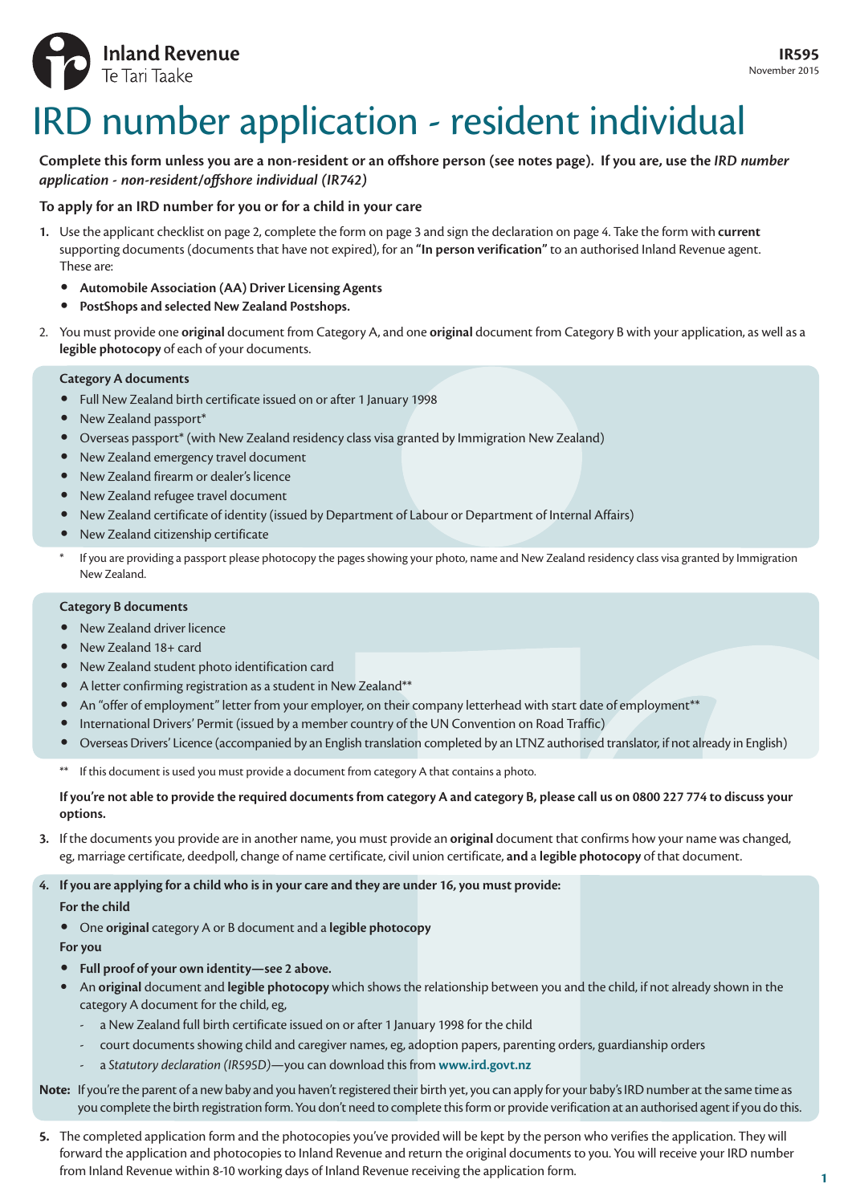Inland Revenue
Te Tari Taake

**IR595**
November 2015

# IRD number application - resident individual

**Complete this form unless you are a non-resident or an offshore person (see notes page). If you are, use the *IRD number application - non-resident/offshore individual (IR742)***

**To apply for an IRD number for you or for a child in your care**

1. Use the applicant checklist on page 2, complete the form on page 3 and sign the declaration on page 4. Take the form with **current** supporting documents (documents that have not expired), for an **"In person verification"** to an authorised Inland Revenue agent. These are:
   - **Automobile Association (AA) Driver Licensing Agents**
   - **PostShops and selected New Zealand Postshops.**

2. You must provide one **original** document from Category A, and one **original** document from Category B with your application, as well as a **legible photocopy** of each of your documents.

**Category A documents**

- Full New Zealand birth certificate issued on or after 1 January 1998
- New Zealand passport*
- Overseas passport* (with New Zealand residency class visa granted by Immigration New Zealand)
- New Zealand emergency travel document
- New Zealand firearm or dealer's licence
- New Zealand refugee travel document
- New Zealand certificate of identity (issued by Department of Labour or Department of Internal Affairs)
- New Zealand citizenship certificate

\* If you are providing a passport please photocopy the pages showing your photo, name and New Zealand residency class visa granted by Immigration New Zealand.

**Category B documents**

- New Zealand driver licence
- New Zealand 18+ card
- New Zealand student photo identification card
- A letter confirming registration as a student in New Zealand**
- An "offer of employment" letter from your employer, on their company letterhead with start date of employment**
- International Drivers' Permit (issued by a member country of the UN Convention on Road Traffic)
- Overseas Drivers' Licence (accompanied by an English translation completed by an LTNZ authorised translator, if not already in English)

** If this document is used you must provide a document from category A that contains a photo.

**If you're not able to provide the required documents from category A and category B, please call us on 0800 227 774 to discuss your options.**

3. If the documents you provide are in another name, you must provide an **original** document that confirms how your name was changed, eg, marriage certificate, deedpoll, change of name certificate, civil union certificate, **and** a **legible photocopy** of that document.

4. **If you are applying for a child who is in your care and they are under 16, you must provide:**

   **For the child**
   - One **original** category A or B document and a **legible photocopy**

   **For you**
   - **Full proof of your own identity—see 2 above.**
   - An **original** document and **legible photocopy** which shows the relationship between you and the child, if not already shown in the category A document for the child, eg,
     - a New Zealand full birth certificate issued on or after 1 January 1998 for the child
     - court documents showing child and caregiver names, eg, adoption papers, parenting orders, guardianship orders
     - a *Statutory declaration (IR595D)*—you can download this from **www.ird.govt.nz**

**Note:** If you're the parent of a new baby and you haven't registered their birth yet, you can apply for your baby's IRD number at the same time as you complete the birth registration form. You don't need to complete this form or provide verification at an authorised agent if you do this.

5. The completed application form and the photocopies you've provided will be kept by the person who verifies the application. They will forward the application and photocopies to Inland Revenue and return the original documents to you. You will receive your IRD number from Inland Revenue within 8-10 working days of Inland Revenue receiving the application form.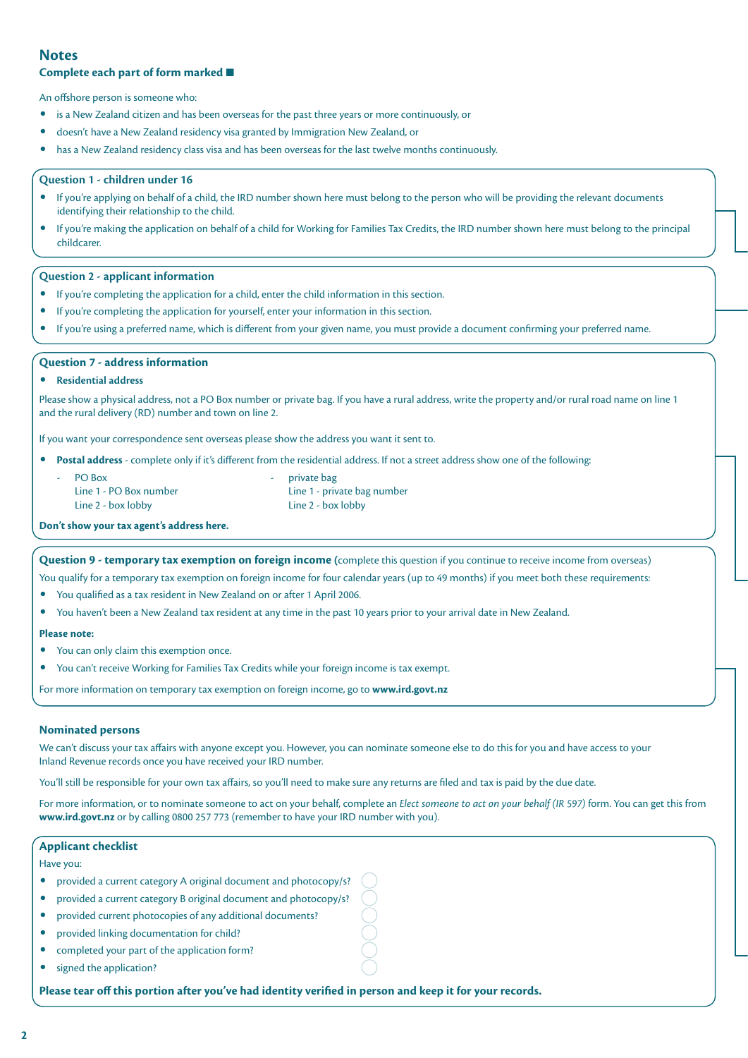## Notes

**Complete each part of form marked ■**

An offshore person is someone who:

- is a New Zealand citizen and has been overseas for the past three years or more continuously, or
- doesn't have a New Zealand residency visa granted by Immigration New Zealand, or
- has a New Zealand residency class visa and has been overseas for the last twelve months continuously.

### Question 1 - children under 16

- If you're applying on behalf of a child, the IRD number shown here must belong to the person who will be providing the relevant documents identifying their relationship to the child.
- If you're making the application on behalf of a child for Working for Families Tax Credits, the IRD number shown here must belong to the principal childcarer.

### Question 2 - applicant information

- If you're completing the application for a child, enter the child information in this section.
- If you're completing the application for yourself, enter your information in this section.
- If you're using a preferred name, which is different from your given name, you must provide a document confirming your preferred name.

### Question 7 - address information

- **Residential address**

Please show a physical address, not a PO Box number or private bag. If you have a rural address, write the property and/or rural road name on line 1 and the rural delivery (RD) number and town on line 2.

If you want your correspondence sent overseas please show the address you want it sent to.

- **Postal address** - complete only if it's different from the residential address. If not a street address show one of the following:
  - PO Box
    Line 1 - PO Box number
    Line 2 - box lobby
  - private bag
    Line 1 - private bag number
    Line 2 - box lobby

**Don't show your tax agent's address here.**

### Question 9 - temporary tax exemption on foreign income (complete this question if you continue to receive income from overseas)

You qualify for a temporary tax exemption on foreign income for four calendar years (up to 49 months) if you meet both these requirements:

- You qualified as a tax resident in New Zealand on or after 1 April 2006.
- You haven't been a New Zealand tax resident at any time in the past 10 years prior to your arrival date in New Zealand.

**Please note:**

- You can only claim this exemption once.
- You can't receive Working for Families Tax Credits while your foreign income is tax exempt.

For more information on temporary tax exemption on foreign income, go to **www.ird.govt.nz**

### Nominated persons

We can't discuss your tax affairs with anyone except you. However, you can nominate someone else to do this for you and have access to your Inland Revenue records once you have received your IRD number.

You'll still be responsible for your own tax affairs, so you'll need to make sure any returns are filed and tax is paid by the due date.

For more information, or to nominate someone to act on your behalf, complete an *Elect someone to act on your behalf (IR 597)* form. You can get this from **www.ird.govt.nz** or by calling 0800 257 773 (remember to have your IRD number with you).

### Applicant checklist

Have you:

- provided a current category A original document and photocopy/s? ◯
- provided a current category B original document and photocopy/s? ◯
- provided current photocopies of any additional documents? ◯
- provided linking documentation for child? ◯
- completed your part of the application form? ◯
- signed the application? ◯

**Please tear off this portion after you've had identity verified in person and keep it for your records.**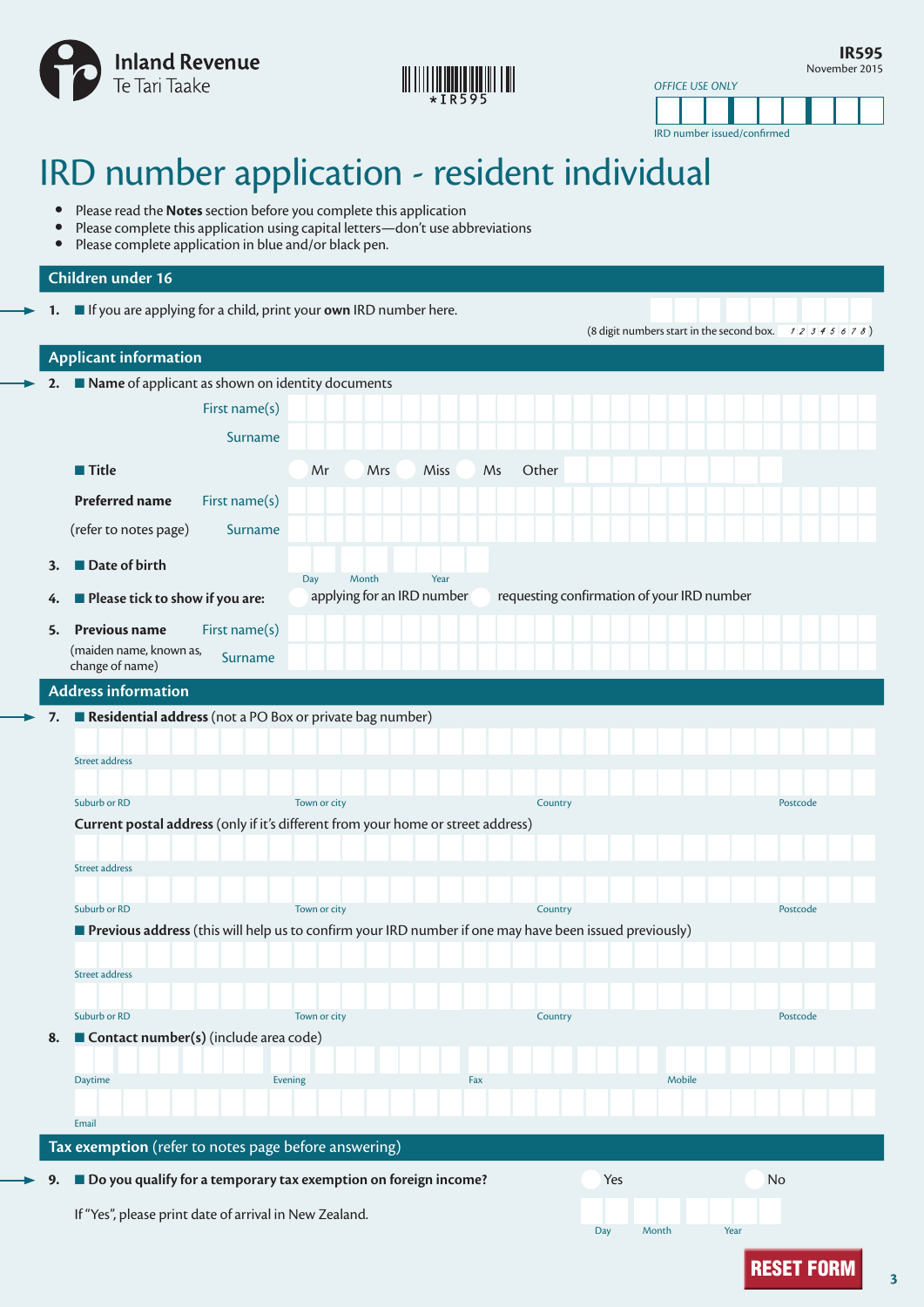Inland Revenue
Te Tari Taake

*IR595

**IR595**
November 2015

*OFFICE USE ONLY*

IRD number issued/confirmed

# IRD number application - resident individual

- Please read the **Notes** section before you complete this application
- Please complete this application using capital letters—don't use abbreviations
- Please complete application in blue and/or black pen.

## Children under 16

**1.** ■ If you are applying for a child, print your **own** IRD number here.

(8 digit numbers start in the second box. 1 2 3 4 5 6 7 8 )

## Applicant information

**2.** ■ **Name** of applicant as shown on identity documents

First name(s)

Surname

■ **Title** Mr Mrs Miss Ms Other

**Preferred name** First name(s)

(refer to notes page) Surname

**3.** ■ **Date of birth**

Day Month Year

**4.** ■ **Please tick to show if you are:** applying for an IRD number requesting confirmation of your IRD number

**5.** **Previous name** First name(s)

(maiden name, known as, change of name) Surname

## Address information

**7.** ■ **Residential address** (not a PO Box or private bag number)

Street address

Suburb or RD Town or city Country Postcode

**Current postal address** (only if it's different from your home or street address)

Street address

Suburb or RD Town or city Country Postcode

■ **Previous address** (this will help us to confirm your IRD number if one may have been issued previously)

Street address

Suburb or RD Town or city Country Postcode

**8.** ■ **Contact number(s)** (include area code)

Daytime Evening Fax Mobile

Email

## Tax exemption (refer to notes page before answering)

**9.** ■ **Do you qualify for a temporary tax exemption on foreign income?** Yes No

If "Yes", please print date of arrival in New Zealand.

Day Month Year

RESET FORM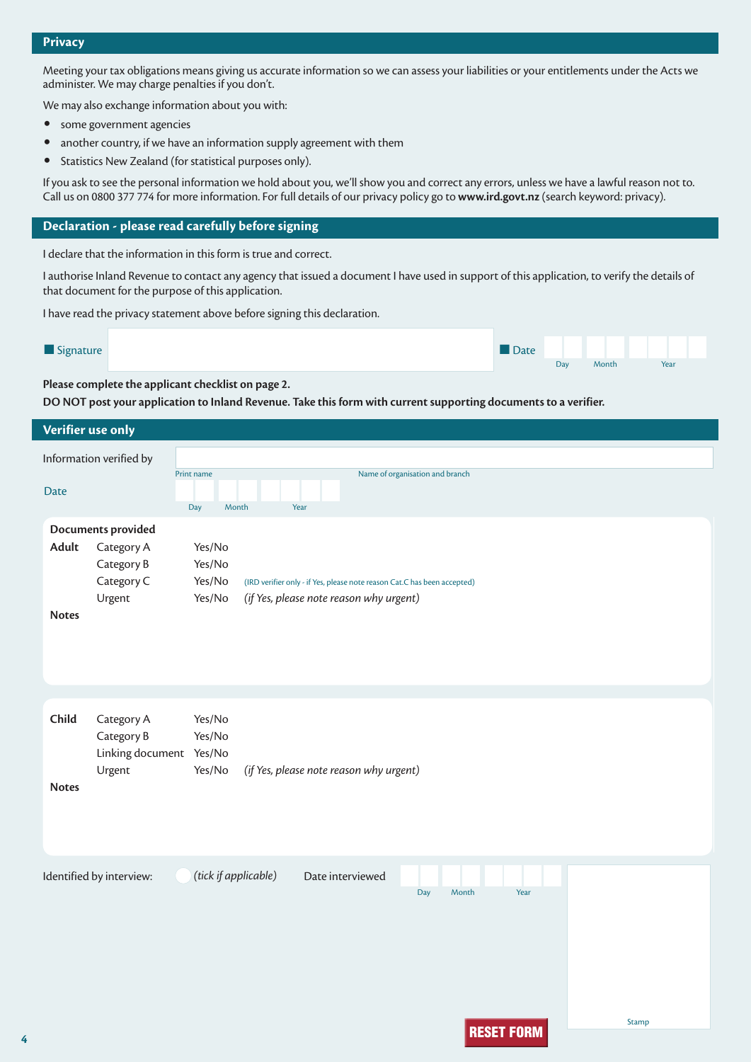## Privacy

Meeting your tax obligations means giving us accurate information so we can assess your liabilities or your entitlements under the Acts we administer. We may charge penalties if you don't.

We may also exchange information about you with:

- some government agencies
- another country, if we have an information supply agreement with them
- Statistics New Zealand (for statistical purposes only).

If you ask to see the personal information we hold about you, we'll show you and correct any errors, unless we have a lawful reason not to. Call us on 0800 377 774 for more information. For full details of our privacy policy go to **www.ird.govt.nz** (search keyword: privacy).

## Declaration - please read carefully before signing

I declare that the information in this form is true and correct.

I authorise Inland Revenue to contact any agency that issued a document I have used in support of this application, to verify the details of that document for the purpose of this application.

I have read the privacy statement above before signing this declaration.

Signature

Date
Day Month Year

**Please complete the applicant checklist on page 2.**

**DO NOT post your application to Inland Revenue. Take this form with current supporting documents to a verifier.**

## Verifier use only

Information verified by
Print name
Name of organisation and branch

Date
Day Month Year

**Documents provided**

| | | | |
|---|---|---|---|
| **Adult** | Category A | Yes/No | |
| | Category B | Yes/No | |
| | Category C | Yes/No | (IRD verifier only - if Yes, please note reason Cat.C has been accepted) |
| | Urgent | Yes/No | *(if Yes, please note reason why urgent)* |

**Notes**

| | | | |
|---|---|---|---|
| **Child** | Category A | Yes/No | |
| | Category B | Yes/No | |
| | Linking document | Yes/No | |
| | Urgent | Yes/No | *(if Yes, please note reason why urgent)* |

**Notes**

Identified by interview: *(tick if applicable)* Date interviewed
Day Month Year

Stamp

RESET FORM